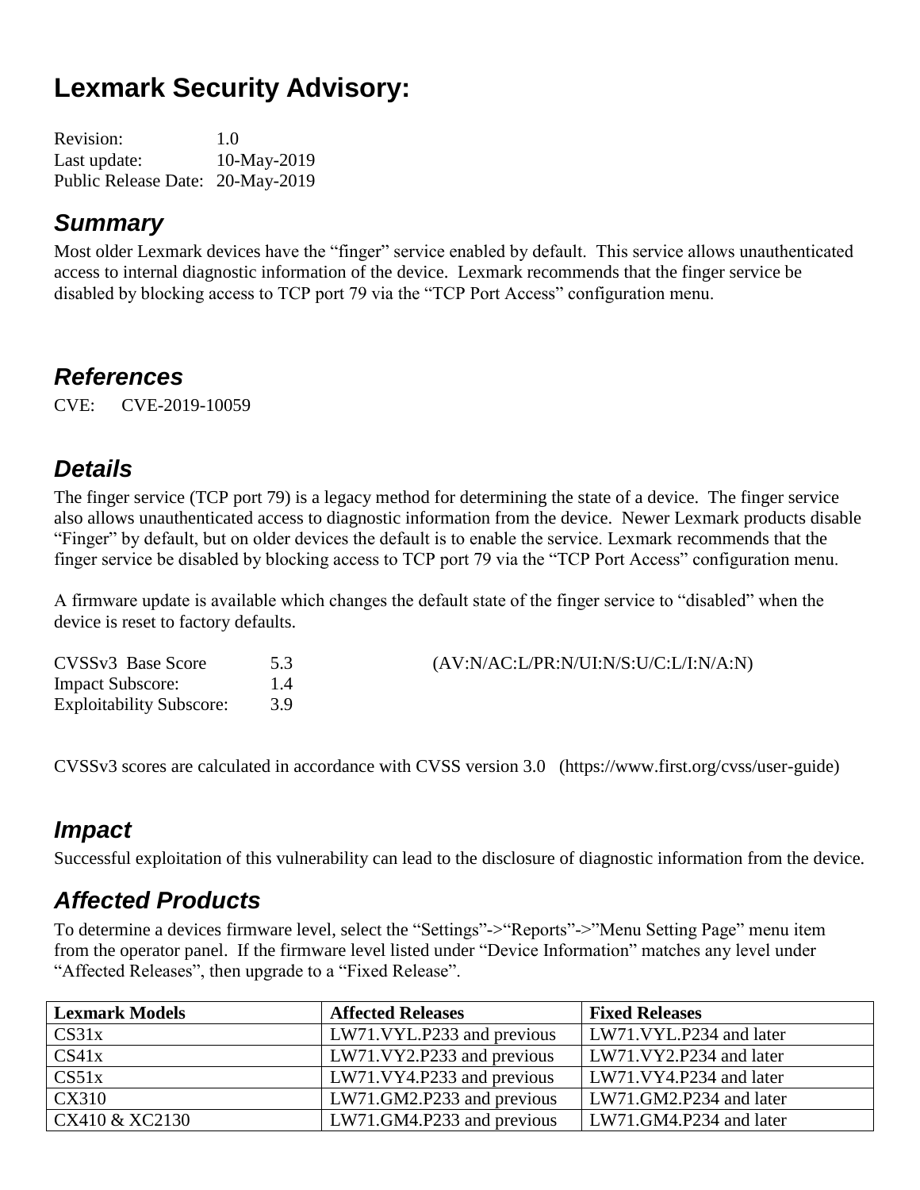# Lexmark Security Advisory:

Revision: 1.0
Last update: 10-May-2019
Public Release Date: 20-May-2019

## *Summary*

Most older Lexmark devices have the "finger" service enabled by default. This service allows unauthenticated access to internal diagnostic information of the device. Lexmark recommends that the finger service be disabled by blocking access to TCP port 79 via the "TCP Port Access" configuration menu.

## *References*

CVE: CVE-2019-10059

## *Details*

The finger service (TCP port 79) is a legacy method for determining the state of a device. The finger service also allows unauthenticated access to diagnostic information from the device. Newer Lexmark products disable "Finger" by default, but on older devices the default is to enable the service. Lexmark recommends that the finger service be disabled by blocking access to TCP port 79 via the "TCP Port Access" configuration menu.

A firmware update is available which changes the default state of the finger service to "disabled" when the device is reset to factory defaults.

CVSSv3 Base Score 5.3 (AV:N/AC:L/PR:N/UI:N/S:U/C:L/I:N/A:N)
Impact Subscore: 1.4
Exploitability Subscore: 3.9

CVSSv3 scores are calculated in accordance with CVSS version 3.0 (https://www.first.org/cvss/user-guide)

## *Impact*

Successful exploitation of this vulnerability can lead to the disclosure of diagnostic information from the device.

## *Affected Products*

To determine a devices firmware level, select the "Settings"->"Reports"->"Menu Setting Page" menu item from the operator panel. If the firmware level listed under "Device Information" matches any level under "Affected Releases", then upgrade to a "Fixed Release".

| Lexmark Models | Affected Releases | Fixed Releases |
|---|---|---|
| CS31x | LW71.VYL.P233 and previous | LW71.VYL.P234 and later |
| CS41x | LW71.VY2.P233 and previous | LW71.VY2.P234 and later |
| CS51x | LW71.VY4.P233 and previous | LW71.VY4.P234 and later |
| CX310 | LW71.GM2.P233 and previous | LW71.GM2.P234 and later |
| CX410 & XC2130 | LW71.GM4.P233 and previous | LW71.GM4.P234 and later |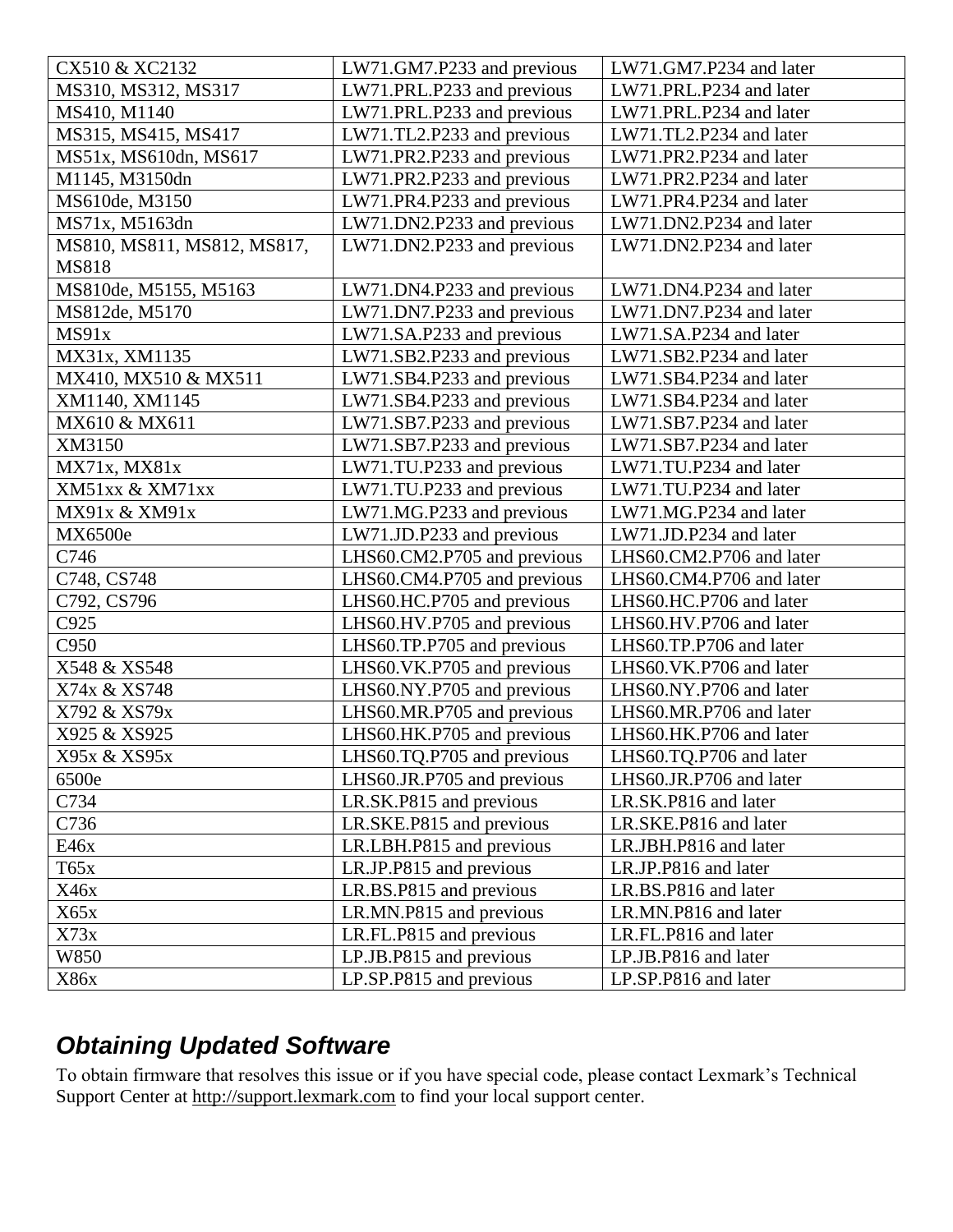| CX510 & XC2132 | LW71.GM7.P233 and previous | LW71.GM7.P234 and later |
|---|---|---|
| MS310, MS312, MS317 | LW71.PRL.P233 and previous | LW71.PRL.P234 and later |
| MS410, M1140 | LW71.PRL.P233 and previous | LW71.PRL.P234 and later |
| MS315, MS415, MS417 | LW71.TL2.P233 and previous | LW71.TL2.P234 and later |
| MS51x, MS610dn, MS617 | LW71.PR2.P233 and previous | LW71.PR2.P234 and later |
| M1145, M3150dn | LW71.PR2.P233 and previous | LW71.PR2.P234 and later |
| MS610de, M3150 | LW71.PR4.P233 and previous | LW71.PR4.P234 and later |
| MS71x, M5163dn | LW71.DN2.P233 and previous | LW71.DN2.P234 and later |
| MS810, MS811, MS812, MS817, MS818 | LW71.DN2.P233 and previous | LW71.DN2.P234 and later |
| MS810de, M5155, M5163 | LW71.DN4.P233 and previous | LW71.DN4.P234 and later |
| MS812de, M5170 | LW71.DN7.P233 and previous | LW71.DN7.P234 and later |
| MS91x | LW71.SA.P233 and previous | LW71.SA.P234 and later |
| MX31x, XM1135 | LW71.SB2.P233 and previous | LW71.SB2.P234 and later |
| MX410, MX510 & MX511 | LW71.SB4.P233 and previous | LW71.SB4.P234 and later |
| XM1140, XM1145 | LW71.SB4.P233 and previous | LW71.SB4.P234 and later |
| MX610 & MX611 | LW71.SB7.P233 and previous | LW71.SB7.P234 and later |
| XM3150 | LW71.SB7.P233 and previous | LW71.SB7.P234 and later |
| MX71x, MX81x | LW71.TU.P233 and previous | LW71.TU.P234 and later |
| XM51xx & XM71xx | LW71.TU.P233 and previous | LW71.TU.P234 and later |
| MX91x & XM91x | LW71.MG.P233 and previous | LW71.MG.P234 and later |
| MX6500e | LW71.JD.P233 and previous | LW71.JD.P234 and later |
| C746 | LHS60.CM2.P705 and previous | LHS60.CM2.P706 and later |
| C748, CS748 | LHS60.CM4.P705 and previous | LHS60.CM4.P706 and later |
| C792, CS796 | LHS60.HC.P705 and previous | LHS60.HC.P706 and later |
| C925 | LHS60.HV.P705 and previous | LHS60.HV.P706 and later |
| C950 | LHS60.TP.P705 and previous | LHS60.TP.P706 and later |
| X548 & XS548 | LHS60.VK.P705 and previous | LHS60.VK.P706 and later |
| X74x & XS748 | LHS60.NY.P705 and previous | LHS60.NY.P706 and later |
| X792 & XS79x | LHS60.MR.P705 and previous | LHS60.MR.P706 and later |
| X925 & XS925 | LHS60.HK.P705 and previous | LHS60.HK.P706 and later |
| X95x & XS95x | LHS60.TQ.P705 and previous | LHS60.TQ.P706 and later |
| 6500e | LHS60.JR.P705 and previous | LHS60.JR.P706 and later |
| C734 | LR.SK.P815 and previous | LR.SK.P816 and later |
| C736 | LR.SKE.P815 and previous | LR.SKE.P816 and later |
| E46x | LR.LBH.P815 and previous | LR.JBH.P816 and later |
| T65x | LR.JP.P815 and previous | LR.JP.P816 and later |
| X46x | LR.BS.P815 and previous | LR.BS.P816 and later |
| X65x | LR.MN.P815 and previous | LR.MN.P816 and later |
| X73x | LR.FL.P815 and previous | LR.FL.P816 and later |
| W850 | LP.JB.P815 and previous | LP.JB.P816 and later |
| X86x | LP.SP.P815 and previous | LP.SP.P816 and later |

## *Obtaining Updated Software*

To obtain firmware that resolves this issue or if you have special code, please contact Lexmark's Technical Support Center at http://support.lexmark.com to find your local support center.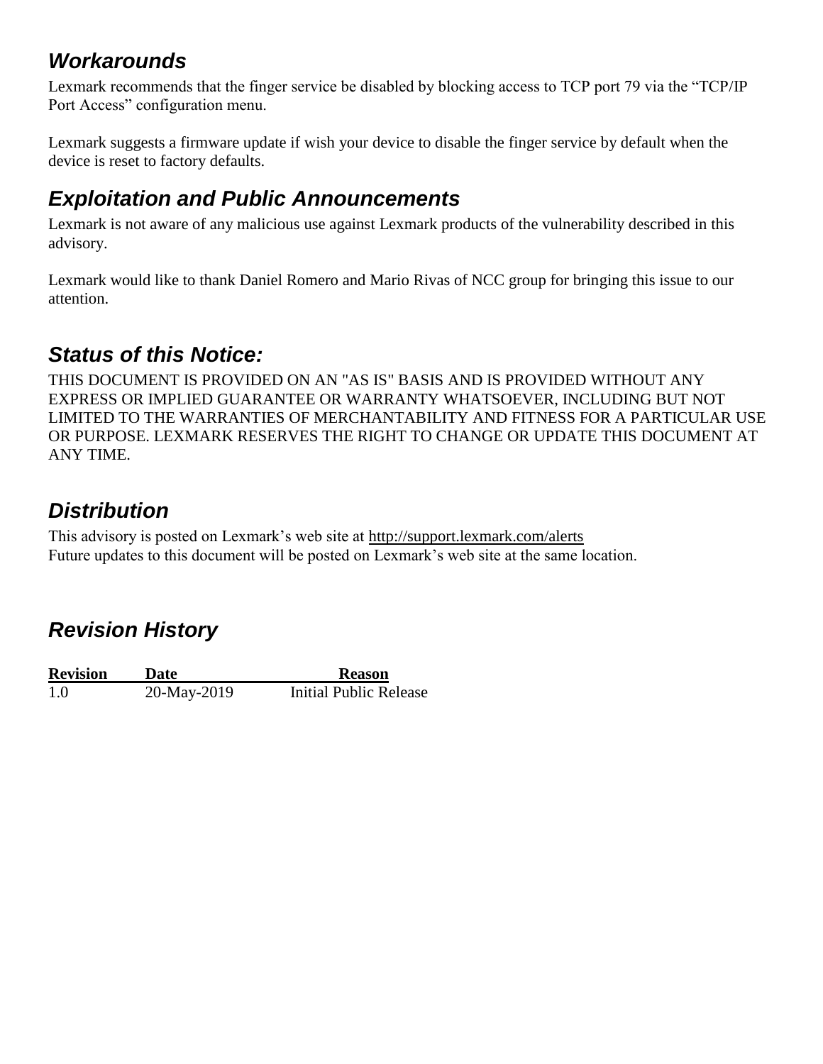## *Workarounds*

Lexmark recommends that the finger service be disabled by blocking access to TCP port 79 via the “TCP/IP Port Access” configuration menu.

Lexmark suggests a firmware update if wish your device to disable the finger service by default when the device is reset to factory defaults.

## *Exploitation and Public Announcements*

Lexmark is not aware of any malicious use against Lexmark products of the vulnerability described in this advisory.

Lexmark would like to thank Daniel Romero and Mario Rivas of NCC group for bringing this issue to our attention.

## *Status of this Notice:*

THIS DOCUMENT IS PROVIDED ON AN "AS IS" BASIS AND IS PROVIDED WITHOUT ANY EXPRESS OR IMPLIED GUARANTEE OR WARRANTY WHATSOEVER, INCLUDING BUT NOT LIMITED TO THE WARRANTIES OF MERCHANTABILITY AND FITNESS FOR A PARTICULAR USE OR PURPOSE. LEXMARK RESERVES THE RIGHT TO CHANGE OR UPDATE THIS DOCUMENT AT ANY TIME.

## *Distribution*

This advisory is posted on Lexmark’s web site at http://support.lexmark.com/alerts
Future updates to this document will be posted on Lexmark’s web site at the same location.

## *Revision History*

| Revision | Date | Reason |
|---|---|---|
| 1.0 | 20-May-2019 | Initial Public Release |